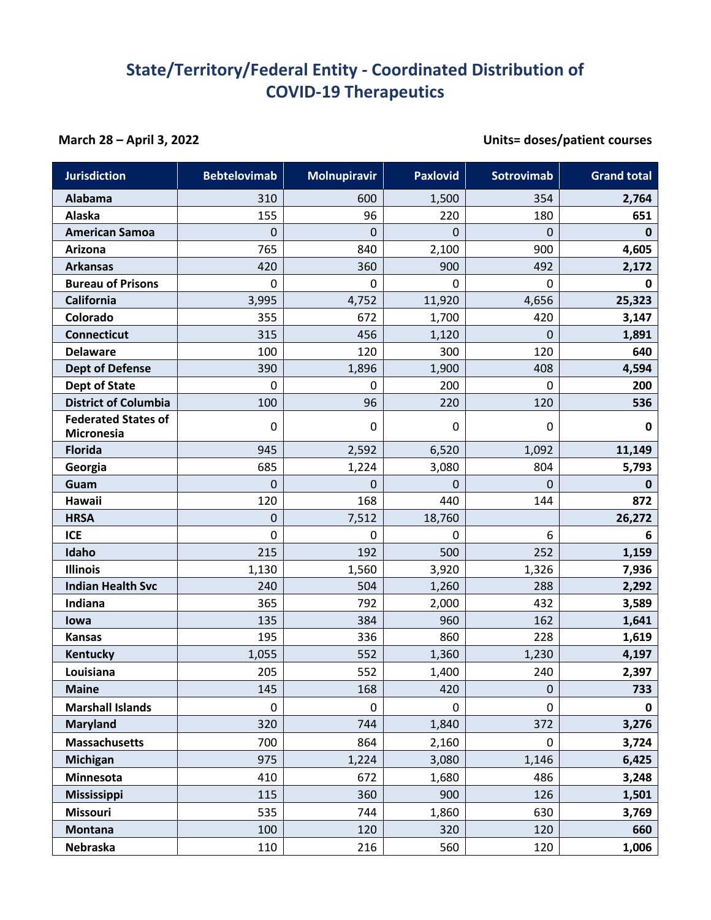# State/Territory/Federal Entity - Coordinated Distribution of COVID-19 Therapeutics

**March 28 – April 3, 2022**

**Units= doses/patient courses**

| Jurisdiction | Bebtelovimab | Molnupiravir | Paxlovid | Sotrovimab | Grand total |
|---|---|---|---|---|---|
| **Alabama** | 310 | 600 | 1,500 | 354 | **2,764** |
| **Alaska** | 155 | 96 | 220 | 180 | **651** |
| **American Samoa** | 0 | 0 | 0 | 0 | **0** |
| **Arizona** | 765 | 840 | 2,100 | 900 | **4,605** |
| **Arkansas** | 420 | 360 | 900 | 492 | **2,172** |
| **Bureau of Prisons** | 0 | 0 | 0 | 0 | **0** |
| **California** | 3,995 | 4,752 | 11,920 | 4,656 | **25,323** |
| **Colorado** | 355 | 672 | 1,700 | 420 | **3,147** |
| **Connecticut** | 315 | 456 | 1,120 | 0 | **1,891** |
| **Delaware** | 100 | 120 | 300 | 120 | **640** |
| **Dept of Defense** | 390 | 1,896 | 1,900 | 408 | **4,594** |
| **Dept of State** | 0 | 0 | 200 | 0 | **200** |
| **District of Columbia** | 100 | 96 | 220 | 120 | **536** |
| **Federated States of Micronesia** | 0 | 0 | 0 | 0 | **0** |
| **Florida** | 945 | 2,592 | 6,520 | 1,092 | **11,149** |
| **Georgia** | 685 | 1,224 | 3,080 | 804 | **5,793** |
| **Guam** | 0 | 0 | 0 | 0 | **0** |
| **Hawaii** | 120 | 168 | 440 | 144 | **872** |
| **HRSA** | 0 | 7,512 | 18,760 | | **26,272** |
| **ICE** | 0 | 0 | 0 | 6 | **6** |
| **Idaho** | 215 | 192 | 500 | 252 | **1,159** |
| **Illinois** | 1,130 | 1,560 | 3,920 | 1,326 | **7,936** |
| **Indian Health Svc** | 240 | 504 | 1,260 | 288 | **2,292** |
| **Indiana** | 365 | 792 | 2,000 | 432 | **3,589** |
| **Iowa** | 135 | 384 | 960 | 162 | **1,641** |
| **Kansas** | 195 | 336 | 860 | 228 | **1,619** |
| **Kentucky** | 1,055 | 552 | 1,360 | 1,230 | **4,197** |
| **Louisiana** | 205 | 552 | 1,400 | 240 | **2,397** |
| **Maine** | 145 | 168 | 420 | 0 | **733** |
| **Marshall Islands** | 0 | 0 | 0 | 0 | **0** |
| **Maryland** | 320 | 744 | 1,840 | 372 | **3,276** |
| **Massachusetts** | 700 | 864 | 2,160 | 0 | **3,724** |
| **Michigan** | 975 | 1,224 | 3,080 | 1,146 | **6,425** |
| **Minnesota** | 410 | 672 | 1,680 | 486 | **3,248** |
| **Mississippi** | 115 | 360 | 900 | 126 | **1,501** |
| **Missouri** | 535 | 744 | 1,860 | 630 | **3,769** |
| **Montana** | 100 | 120 | 320 | 120 | **660** |
| **Nebraska** | 110 | 216 | 560 | 120 | **1,006** |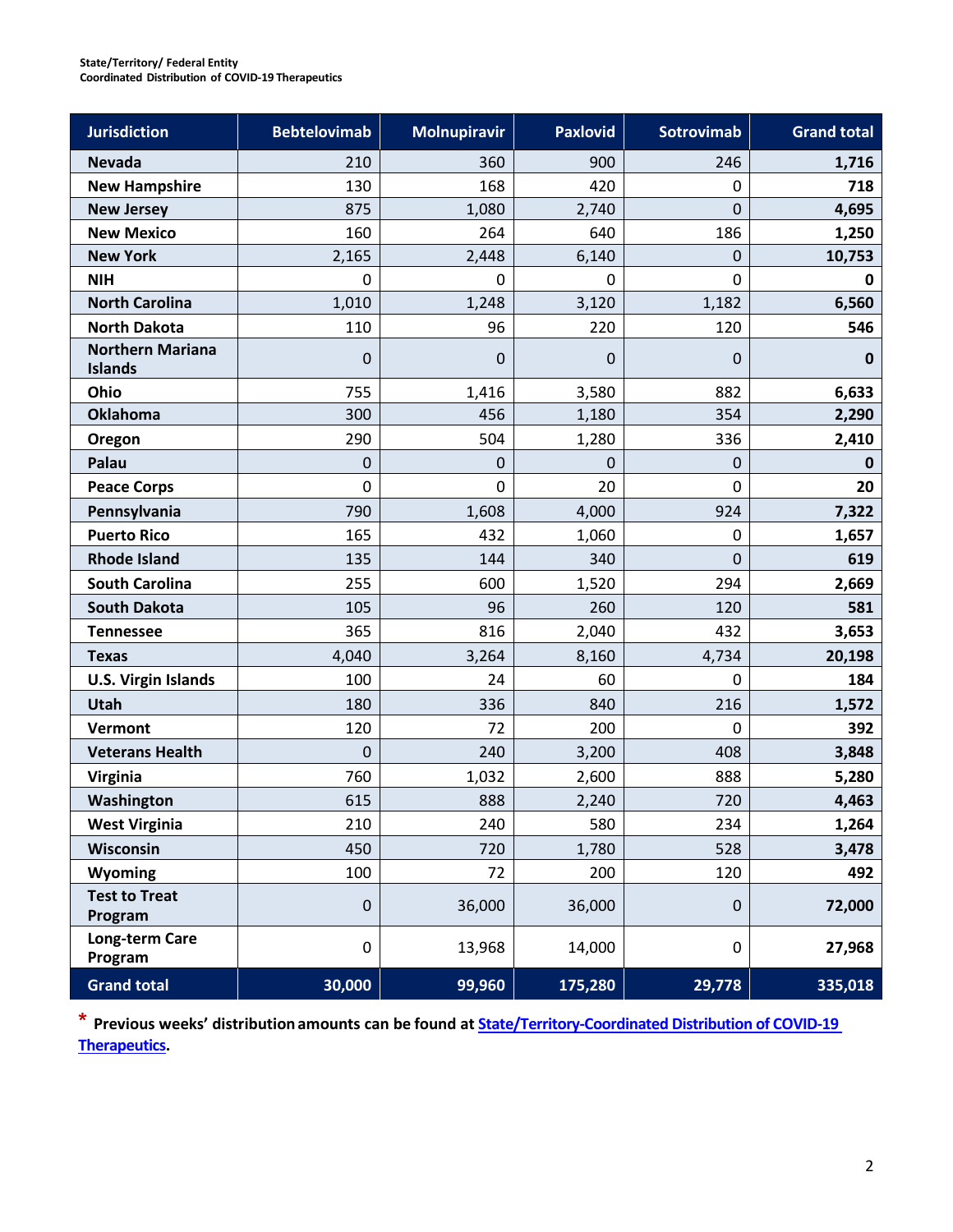State/Territory/ Federal Entity
Coordinated Distribution of COVID-19 Therapeutics

| Jurisdiction | Bebtelovimab | Molnupiravir | Paxlovid | Sotrovimab | Grand total |
|---|---|---|---|---|---|
| **Nevada** | 210 | 360 | 900 | 246 | **1,716** |
| **New Hampshire** | 130 | 168 | 420 | 0 | **718** |
| **New Jersey** | 875 | 1,080 | 2,740 | 0 | **4,695** |
| **New Mexico** | 160 | 264 | 640 | 186 | **1,250** |
| **New York** | 2,165 | 2,448 | 6,140 | 0 | **10,753** |
| **NIH** | 0 | 0 | 0 | 0 | **0** |
| **North Carolina** | 1,010 | 1,248 | 3,120 | 1,182 | **6,560** |
| **North Dakota** | 110 | 96 | 220 | 120 | **546** |
| **Northern Mariana Islands** | 0 | 0 | 0 | 0 | **0** |
| **Ohio** | 755 | 1,416 | 3,580 | 882 | **6,633** |
| **Oklahoma** | 300 | 456 | 1,180 | 354 | **2,290** |
| **Oregon** | 290 | 504 | 1,280 | 336 | **2,410** |
| **Palau** | 0 | 0 | 0 | 0 | **0** |
| **Peace Corps** | 0 | 0 | 20 | 0 | **20** |
| **Pennsylvania** | 790 | 1,608 | 4,000 | 924 | **7,322** |
| **Puerto Rico** | 165 | 432 | 1,060 | 0 | **1,657** |
| **Rhode Island** | 135 | 144 | 340 | 0 | **619** |
| **South Carolina** | 255 | 600 | 1,520 | 294 | **2,669** |
| **South Dakota** | 105 | 96 | 260 | 120 | **581** |
| **Tennessee** | 365 | 816 | 2,040 | 432 | **3,653** |
| **Texas** | 4,040 | 3,264 | 8,160 | 4,734 | **20,198** |
| **U.S. Virgin Islands** | 100 | 24 | 60 | 0 | **184** |
| **Utah** | 180 | 336 | 840 | 216 | **1,572** |
| **Vermont** | 120 | 72 | 200 | 0 | **392** |
| **Veterans Health** | 0 | 240 | 3,200 | 408 | **3,848** |
| **Virginia** | 760 | 1,032 | 2,600 | 888 | **5,280** |
| **Washington** | 615 | 888 | 2,240 | 720 | **4,463** |
| **West Virginia** | 210 | 240 | 580 | 234 | **1,264** |
| **Wisconsin** | 450 | 720 | 1,780 | 528 | **3,478** |
| **Wyoming** | 100 | 72 | 200 | 120 | **492** |
| **Test to Treat Program** | 0 | 36,000 | 36,000 | 0 | **72,000** |
| **Long-term Care Program** | 0 | 13,968 | 14,000 | 0 | **27,968** |
| **Grand total** | **30,000** | **99,960** | **175,280** | **29,778** | **335,018** |

**\* Previous weeks' distribution amounts can be found at [State/Territory-Coordinated Distribution of COVID-19 Therapeutics](State/Territory-Coordinated Distribution of COVID-19 Therapeutics).**